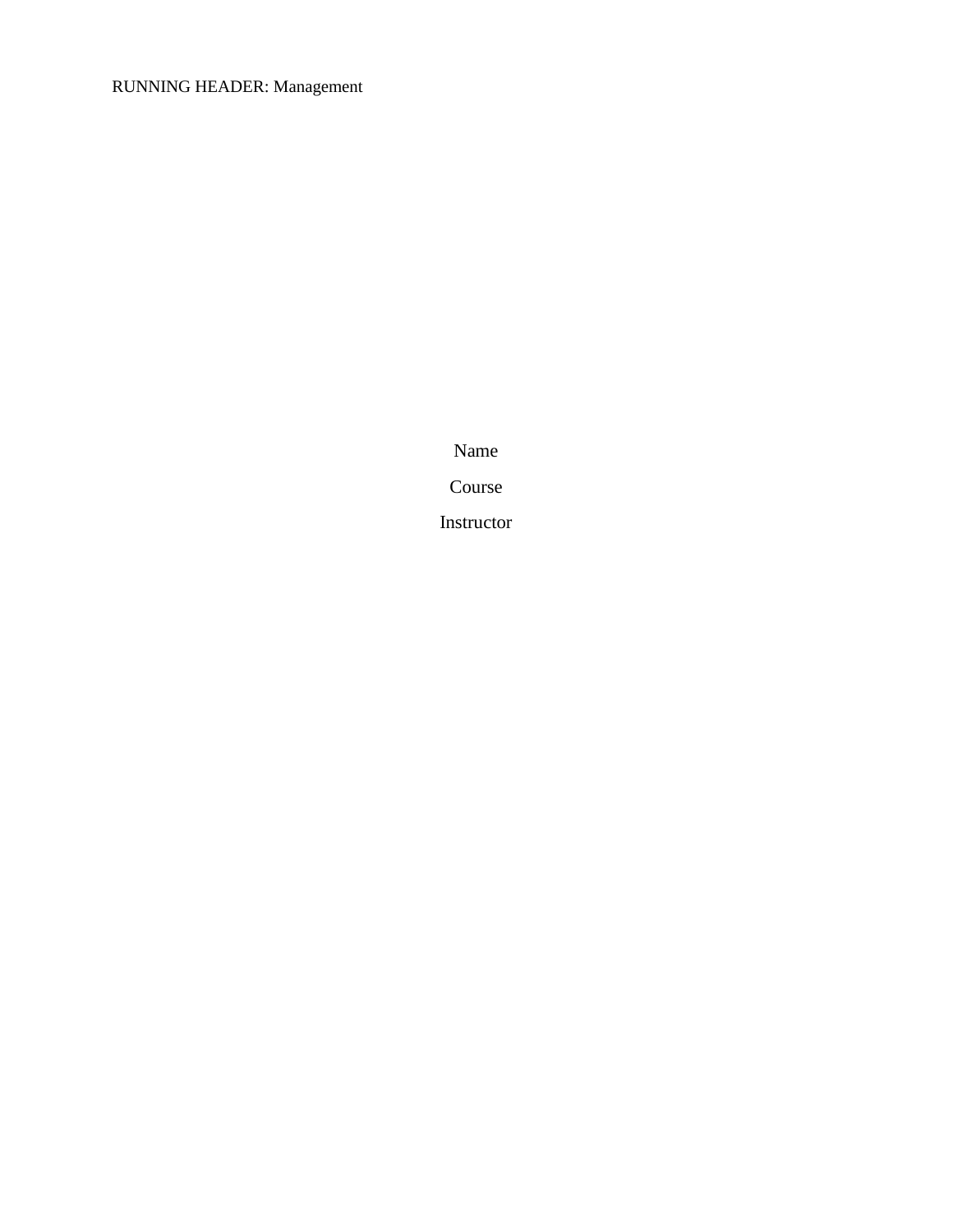Name

Course

Instructor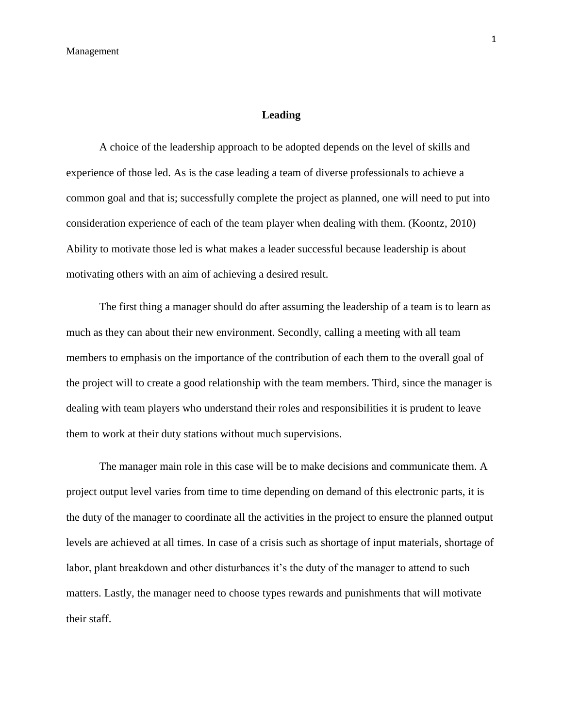## Leading

A choice of the leadership approach to be adopted depends on the level of skills and experience of those led. As is the case leading a team of diverse professionals to achieve a common goal and that is; successfully complete the project as planned, one will need to put into consideration experience of each of the team player when dealing with them. (Koontz, 2010) Ability to motivate those led is what makes a leader successful because leadership is about motivating others with an aim of achieving a desired result.

The first thing a manager should do after assuming the leadership of a team is to learn as much as they can about their new environment. Secondly, calling a meeting with all team members to emphasis on the importance of the contribution of each them to the overall goal of the project will to create a good relationship with the team members. Third, since the manager is dealing with team players who understand their roles and responsibilities it is prudent to leave them to work at their duty stations without much supervisions.

The manager main role in this case will be to make decisions and communicate them. A project output level varies from time to time depending on demand of this electronic parts, it is the duty of the manager to coordinate all the activities in the project to ensure the planned output levels are achieved at all times. In case of a crisis such as shortage of input materials, shortage of labor, plant breakdown and other disturbances it's the duty of the manager to attend to such matters. Lastly, the manager need to choose types rewards and punishments that will motivate their staff.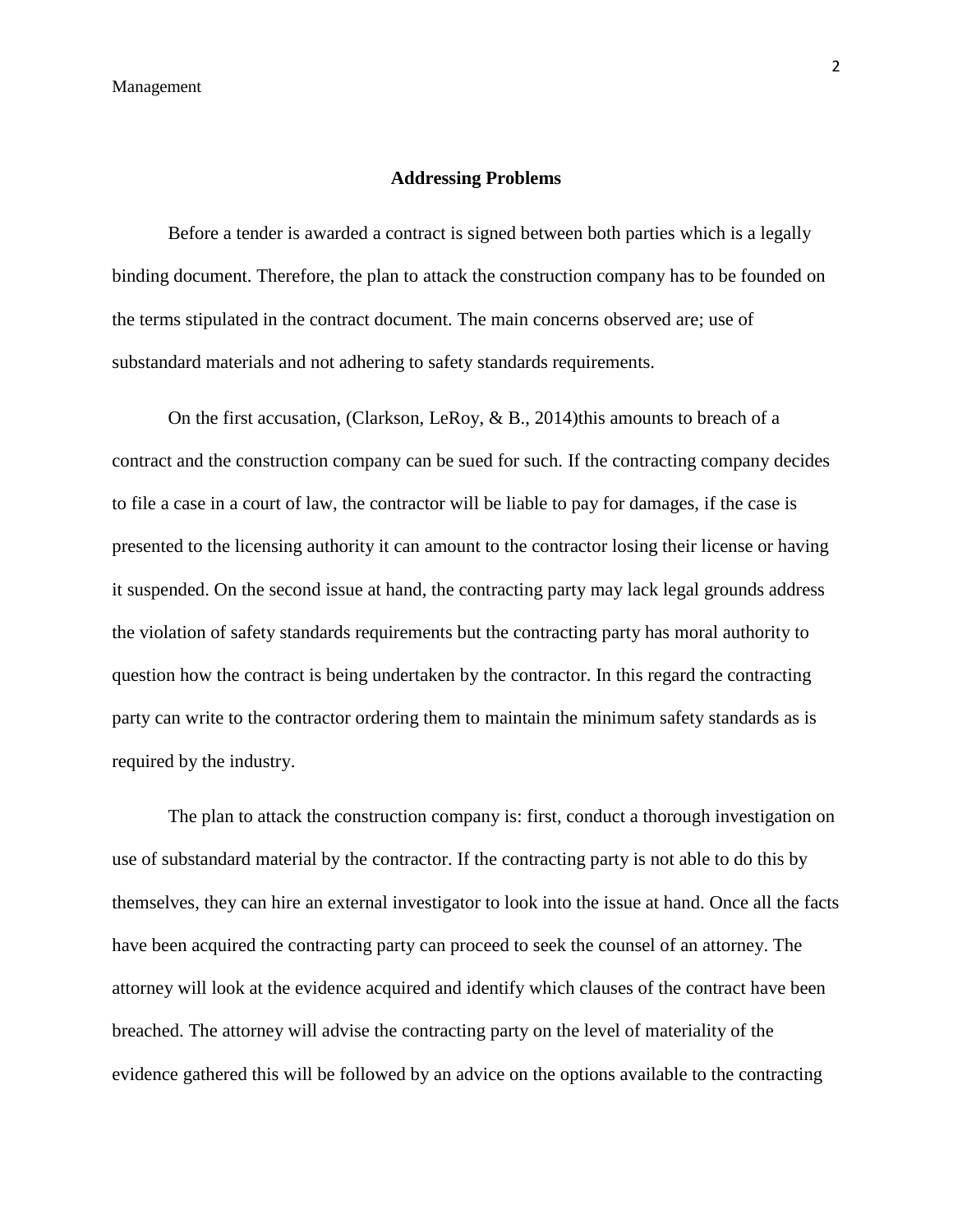## Addressing Problems

Before a tender is awarded a contract is signed between both parties which is a legally binding document. Therefore, the plan to attack the construction company has to be founded on the terms stipulated in the contract document. The main concerns observed are; use of substandard materials and not adhering to safety standards requirements.

On the first accusation, (Clarkson, LeRoy, & B., 2014)this amounts to breach of a contract and the construction company can be sued for such. If the contracting company decides to file a case in a court of law, the contractor will be liable to pay for damages, if the case is presented to the licensing authority it can amount to the contractor losing their license or having it suspended. On the second issue at hand, the contracting party may lack legal grounds address the violation of safety standards requirements but the contracting party has moral authority to question how the contract is being undertaken by the contractor. In this regard the contracting party can write to the contractor ordering them to maintain the minimum safety standards as is required by the industry.

The plan to attack the construction company is: first, conduct a thorough investigation on use of substandard material by the contractor. If the contracting party is not able to do this by themselves, they can hire an external investigator to look into the issue at hand. Once all the facts have been acquired the contracting party can proceed to seek the counsel of an attorney. The attorney will look at the evidence acquired and identify which clauses of the contract have been breached. The attorney will advise the contracting party on the level of materiality of the evidence gathered this will be followed by an advice on the options available to the contracting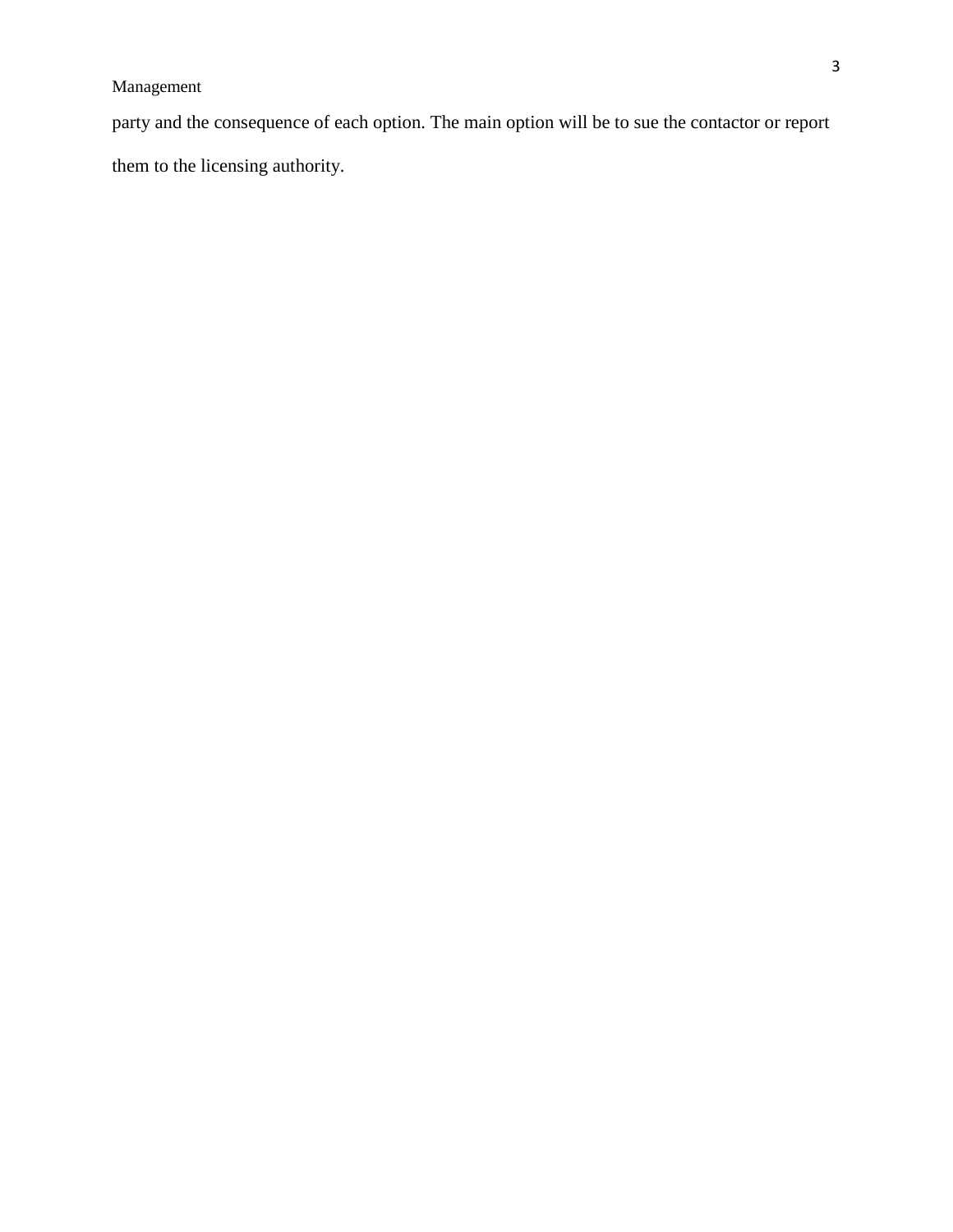party and the consequence of each option. The main option will be to sue the contactor or report them to the licensing authority.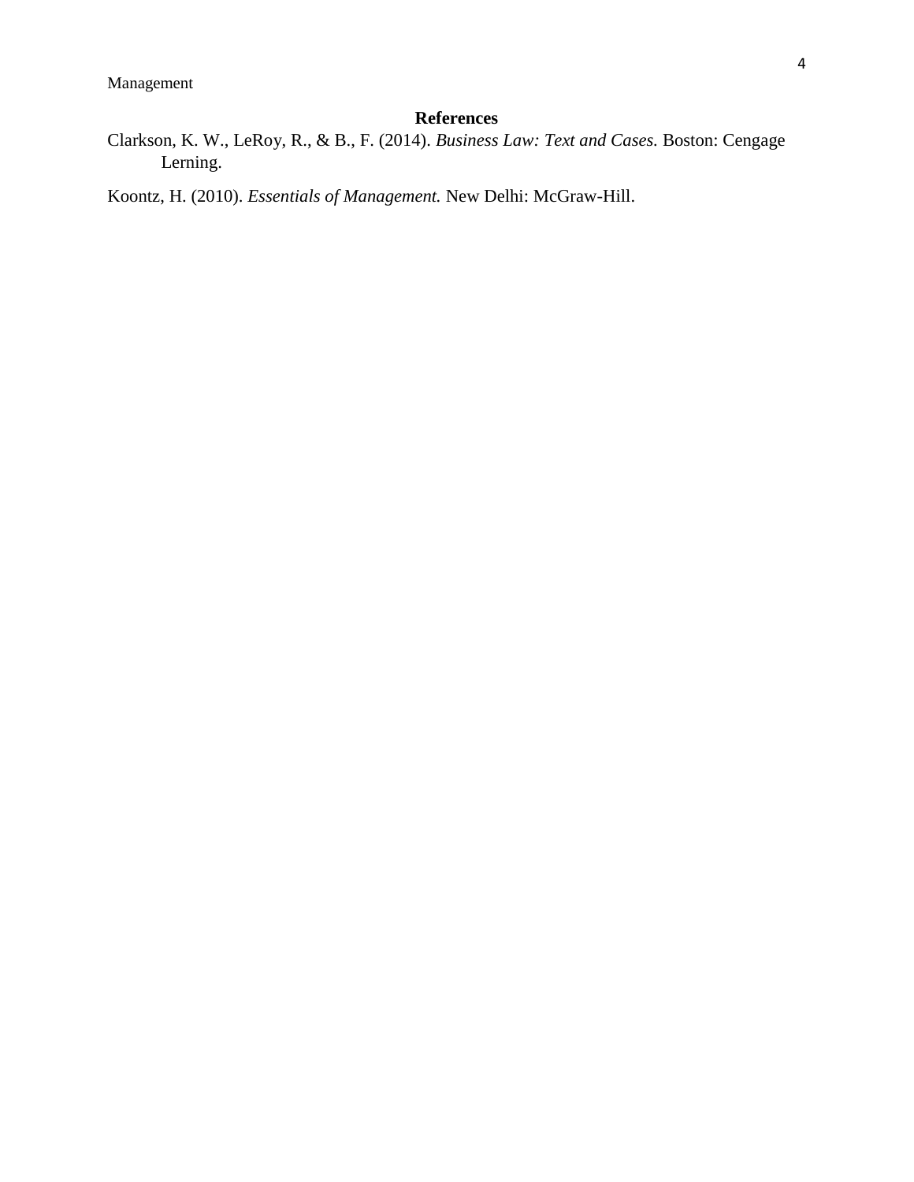# References

Clarkson, K. W., LeRoy, R., & B., F. (2014). *Business Law: Text and Cases.* Boston: Cengage Lerning.

Koontz, H. (2010). *Essentials of Management.* New Delhi: McGraw-Hill.